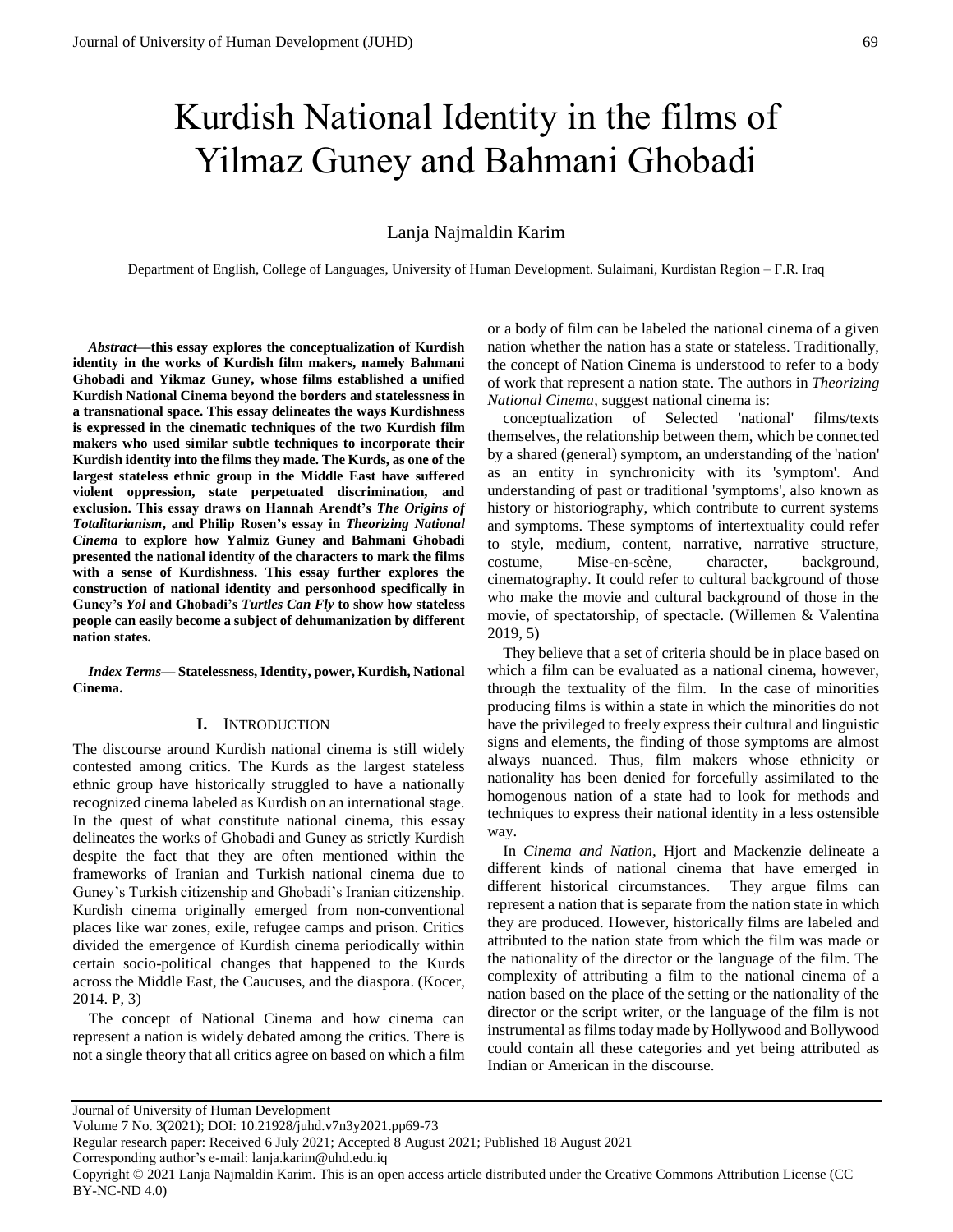# Kurdish National Identity in the films of Yilmaz Guney and Bahmani Ghobadi

Lanja Najmaldin Karim

Department of English, College of Languages, University of Human Development. Sulaimani, Kurdistan Region – F.R. Iraq

***Abstract*—this essay explores the conceptualization of Kurdish identity in the works of Kurdish film makers, namely Bahmani Ghobadi and Yikmaz Guney, whose films established a unified Kurdish National Cinema beyond the borders and statelessness in a transnational space. This essay delineates the ways Kurdishness is expressed in the cinematic techniques of the two Kurdish film makers who used similar subtle techniques to incorporate their Kurdish identity into the films they made. The Kurds, as one of the largest stateless ethnic group in the Middle East have suffered violent oppression, state perpetuated discrimination, and exclusion. This essay draws on Hannah Arendt's *The Origins of Totalitarianism*, and Philip Rosen's essay in *Theorizing National Cinema* to explore how Yalmiz Guney and Bahmani Ghobadi presented the national identity of the characters to mark the films with a sense of Kurdishness. This essay further explores the construction of national identity and personhood specifically in Guney's *Yol* and Ghobadi's *Turtles Can Fly* to show how stateless people can easily become a subject of dehumanization by different nation states.**

***Index Terms*— Statelessness, Identity, power, Kurdish, National Cinema.**

## I. Introduction

The discourse around Kurdish national cinema is still widely contested among critics. The Kurds as the largest stateless ethnic group have historically struggled to have a nationally recognized cinema labeled as Kurdish on an international stage. In the quest of what constitute national cinema, this essay delineates the works of Ghobadi and Guney as strictly Kurdish despite the fact that they are often mentioned within the frameworks of Iranian and Turkish national cinema due to Guney's Turkish citizenship and Ghobadi's Iranian citizenship. Kurdish cinema originally emerged from non-conventional places like war zones, exile, refugee camps and prison. Critics divided the emergence of Kurdish cinema periodically within certain socio-political changes that happened to the Kurds across the Middle East, the Caucuses, and the diaspora. (Kocer, 2014. P, 3)

The concept of National Cinema and how cinema can represent a nation is widely debated among the critics. There is not a single theory that all critics agree on based on which a film or a body of film can be labeled the national cinema of a given nation whether the nation has a state or stateless. Traditionally, the concept of Nation Cinema is understood to refer to a body of work that represent a nation state. The authors in *Theorizing National Cinema*, suggest national cinema is:

conceptualization of Selected 'national' films/texts themselves, the relationship between them, which be connected by a shared (general) symptom, an understanding of the 'nation' as an entity in synchronicity with its 'symptom'. And understanding of past or traditional 'symptoms', also known as history or historiography, which contribute to current systems and symptoms. These symptoms of intertextuality could refer to style, medium, content, narrative, narrative structure, costume, Mise-en-scène, character, background, cinematography. It could refer to cultural background of those who make the movie and cultural background of those in the movie, of spectatorship, of spectacle. (Willemen & Valentina 2019, 5)

They believe that a set of criteria should be in place based on which a film can be evaluated as a national cinema, however, through the textuality of the film. In the case of minorities producing films is within a state in which the minorities do not have the privileged to freely express their cultural and linguistic signs and elements, the finding of those symptoms are almost always nuanced. Thus, film makers whose ethnicity or nationality has been denied for forcefully assimilated to the homogenous nation of a state had to look for methods and techniques to express their national identity in a less ostensible way.

In *Cinema and Nation,* Hjort and Mackenzie delineate a different kinds of national cinema that have emerged in different historical circumstances. They argue films can represent a nation that is separate from the nation state in which they are produced. However, historically films are labeled and attributed to the nation state from which the film was made or the nationality of the director or the language of the film. The complexity of attributing a film to the national cinema of a nation based on the place of the setting or the nationality of the director or the script writer, or the language of the film is not instrumental as films today made by Hollywood and Bollywood could contain all these categories and yet being attributed as Indian or American in the discourse.

Journal of University of Human Development
Volume 7 No. 3(2021); DOI: 10.21928/juhd.v7n3y2021.pp69-73
Regular research paper: Received 6 July 2021; Accepted 8 August 2021; Published 18 August 2021
Corresponding author's e-mail: lanja.karim@uhd.edu.iq
Copyright © 2021 Lanja Najmaldin Karim. This is an open access article distributed under the Creative Commons Attribution License (CC BY-NC-ND 4.0)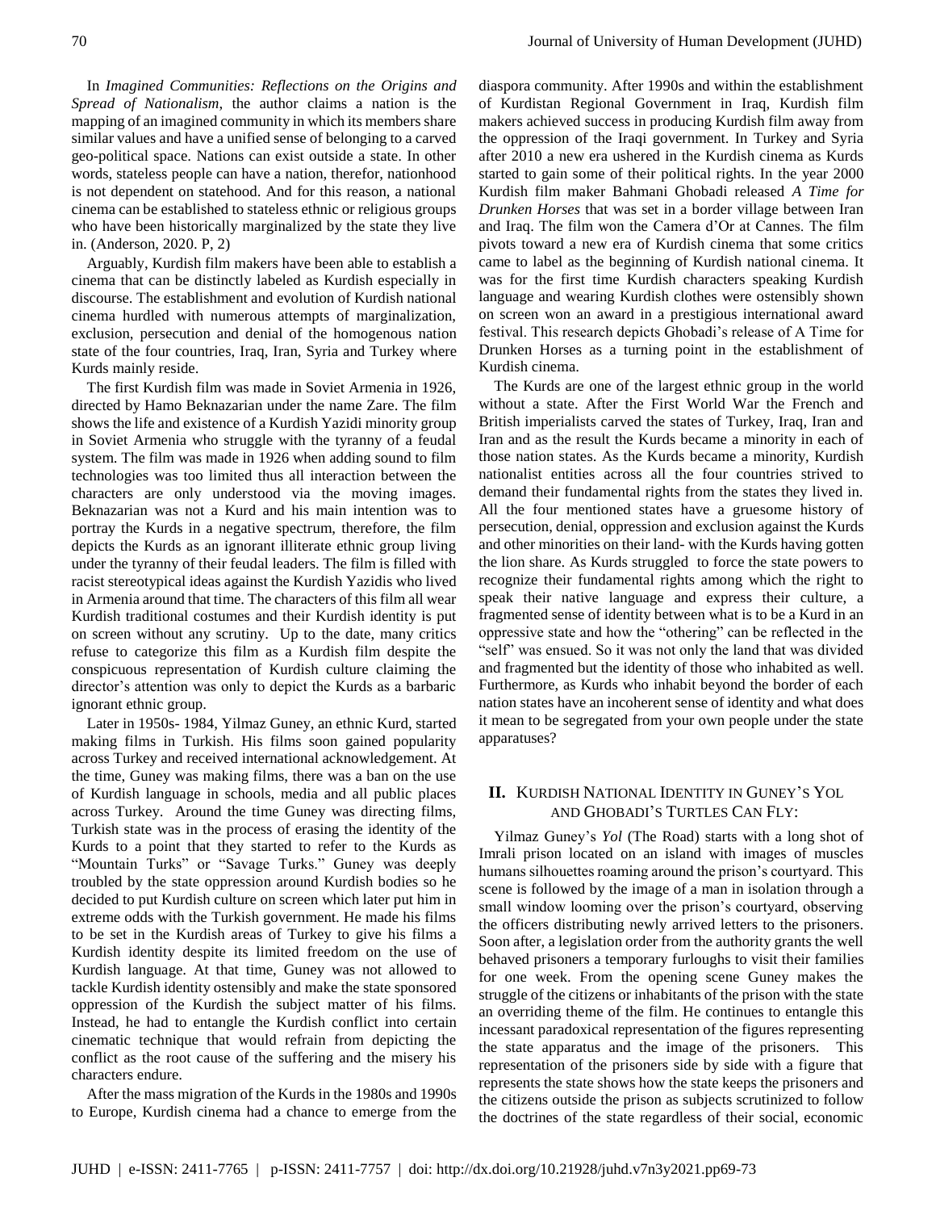In *Imagined Communities: Reflections on the Origins and Spread of Nationalism*, the author claims a nation is the mapping of an imagined community in which its members share similar values and have a unified sense of belonging to a carved geo-political space. Nations can exist outside a state. In other words, stateless people can have a nation, therefor, nationhood is not dependent on statehood. And for this reason, a national cinema can be established to stateless ethnic or religious groups who have been historically marginalized by the state they live in. (Anderson, 2020. P, 2)

Arguably, Kurdish film makers have been able to establish a cinema that can be distinctly labeled as Kurdish especially in discourse. The establishment and evolution of Kurdish national cinema hurdled with numerous attempts of marginalization, exclusion, persecution and denial of the homogenous nation state of the four countries, Iraq, Iran, Syria and Turkey where Kurds mainly reside.

The first Kurdish film was made in Soviet Armenia in 1926, directed by Hamo Beknazarian under the name Zare. The film shows the life and existence of a Kurdish Yazidi minority group in Soviet Armenia who struggle with the tyranny of a feudal system. The film was made in 1926 when adding sound to film technologies was too limited thus all interaction between the characters are only understood via the moving images. Beknazarian was not a Kurd and his main intention was to portray the Kurds in a negative spectrum, therefore, the film depicts the Kurds as an ignorant illiterate ethnic group living under the tyranny of their feudal leaders. The film is filled with racist stereotypical ideas against the Kurdish Yazidis who lived in Armenia around that time. The characters of this film all wear Kurdish traditional costumes and their Kurdish identity is put on screen without any scrutiny. Up to the date, many critics refuse to categorize this film as a Kurdish film despite the conspicuous representation of Kurdish culture claiming the director's attention was only to depict the Kurds as a barbaric ignorant ethnic group.

Later in 1950s- 1984, Yilmaz Guney, an ethnic Kurd, started making films in Turkish. His films soon gained popularity across Turkey and received international acknowledgement. At the time, Guney was making films, there was a ban on the use of Kurdish language in schools, media and all public places across Turkey. Around the time Guney was directing films, Turkish state was in the process of erasing the identity of the Kurds to a point that they started to refer to the Kurds as "Mountain Turks" or "Savage Turks." Guney was deeply troubled by the state oppression around Kurdish bodies so he decided to put Kurdish culture on screen which later put him in extreme odds with the Turkish government. He made his films to be set in the Kurdish areas of Turkey to give his films a Kurdish identity despite its limited freedom on the use of Kurdish language. At that time, Guney was not allowed to tackle Kurdish identity ostensibly and make the state sponsored oppression of the Kurdish the subject matter of his films. Instead, he had to entangle the Kurdish conflict into certain cinematic technique that would refrain from depicting the conflict as the root cause of the suffering and the misery his characters endure.

After the mass migration of the Kurds in the 1980s and 1990s to Europe, Kurdish cinema had a chance to emerge from the diaspora community. After 1990s and within the establishment of Kurdistan Regional Government in Iraq, Kurdish film makers achieved success in producing Kurdish film away from the oppression of the Iraqi government. In Turkey and Syria after 2010 a new era ushered in the Kurdish cinema as Kurds started to gain some of their political rights. In the year 2000 Kurdish film maker Bahmani Ghobadi released *A Time for Drunken Horses* that was set in a border village between Iran and Iraq. The film won the Camera d'Or at Cannes. The film pivots toward a new era of Kurdish cinema that some critics came to label as the beginning of Kurdish national cinema. It was for the first time Kurdish characters speaking Kurdish language and wearing Kurdish clothes were ostensibly shown on screen won an award in a prestigious international award festival. This research depicts Ghobadi's release of A Time for Drunken Horses as a turning point in the establishment of Kurdish cinema.

The Kurds are one of the largest ethnic group in the world without a state. After the First World War the French and British imperialists carved the states of Turkey, Iraq, Iran and Iran and as the result the Kurds became a minority in each of those nation states. As the Kurds became a minority, Kurdish nationalist entities across all the four countries strived to demand their fundamental rights from the states they lived in. All the four mentioned states have a gruesome history of persecution, denial, oppression and exclusion against the Kurds and other minorities on their land- with the Kurds having gotten the lion share. As Kurds struggled to force the state powers to recognize their fundamental rights among which the right to speak their native language and express their culture, a fragmented sense of identity between what is to be a Kurd in an oppressive state and how the "othering" can be reflected in the "self" was ensued. So it was not only the land that was divided and fragmented but the identity of those who inhabited as well. Furthermore, as Kurds who inhabit beyond the border of each nation states have an incoherent sense of identity and what does it mean to be segregated from your own people under the state apparatuses?

## II. Kurdish National Identity in Guney's Yol and Ghobadi's Turtles Can Fly:

Yilmaz Guney's *Yol* (The Road) starts with a long shot of Imrali prison located on an island with images of muscles humans silhouettes roaming around the prison's courtyard. This scene is followed by the image of a man in isolation through a small window looming over the prison's courtyard, observing the officers distributing newly arrived letters to the prisoners. Soon after, a legislation order from the authority grants the well behaved prisoners a temporary furloughs to visit their families for one week. From the opening scene Guney makes the struggle of the citizens or inhabitants of the prison with the state an overriding theme of the film. He continues to entangle this incessant paradoxical representation of the figures representing the state apparatus and the image of the prisoners. This representation of the prisoners side by side with a figure that represents the state shows how the state keeps the prisoners and the citizens outside the prison as subjects scrutinized to follow the doctrines of the state regardless of their social, economic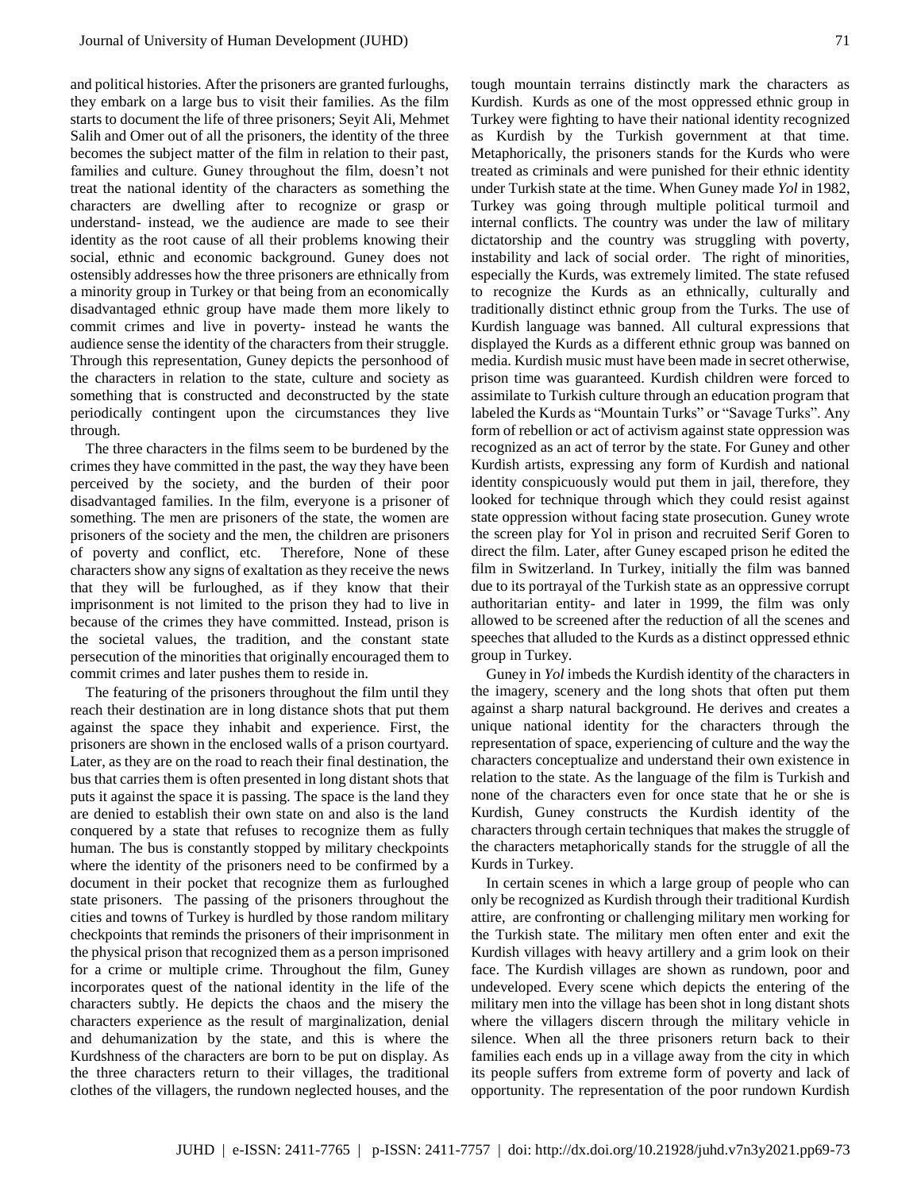and political histories. After the prisoners are granted furloughs, they embark on a large bus to visit their families. As the film starts to document the life of three prisoners; Seyit Ali, Mehmet Salih and Omer out of all the prisoners, the identity of the three becomes the subject matter of the film in relation to their past, families and culture. Guney throughout the film, doesn't not treat the national identity of the characters as something the characters are dwelling after to recognize or grasp or understand- instead, we the audience are made to see their identity as the root cause of all their problems knowing their social, ethnic and economic background. Guney does not ostensibly addresses how the three prisoners are ethnically from a minority group in Turkey or that being from an economically disadvantaged ethnic group have made them more likely to commit crimes and live in poverty- instead he wants the audience sense the identity of the characters from their struggle. Through this representation, Guney depicts the personhood of the characters in relation to the state, culture and society as something that is constructed and deconstructed by the state periodically contingent upon the circumstances they live through.

The three characters in the films seem to be burdened by the crimes they have committed in the past, the way they have been perceived by the society, and the burden of their poor disadvantaged families. In the film, everyone is a prisoner of something. The men are prisoners of the state, the women are prisoners of the society and the men, the children are prisoners of poverty and conflict, etc. Therefore, None of these characters show any signs of exaltation as they receive the news that they will be furloughed, as if they know that their imprisonment is not limited to the prison they had to live in because of the crimes they have committed. Instead, prison is the societal values, the tradition, and the constant state persecution of the minorities that originally encouraged them to commit crimes and later pushes them to reside in.

The featuring of the prisoners throughout the film until they reach their destination are in long distance shots that put them against the space they inhabit and experience. First, the prisoners are shown in the enclosed walls of a prison courtyard. Later, as they are on the road to reach their final destination, the bus that carries them is often presented in long distant shots that puts it against the space it is passing. The space is the land they are denied to establish their own state on and also is the land conquered by a state that refuses to recognize them as fully human. The bus is constantly stopped by military checkpoints where the identity of the prisoners need to be confirmed by a document in their pocket that recognize them as furloughed state prisoners. The passing of the prisoners throughout the cities and towns of Turkey is hurdled by those random military checkpoints that reminds the prisoners of their imprisonment in the physical prison that recognized them as a person imprisoned for a crime or multiple crime. Throughout the film, Guney incorporates quest of the national identity in the life of the characters subtly. He depicts the chaos and the misery the characters experience as the result of marginalization, denial and dehumanization by the state, and this is where the Kurdshness of the characters are born to be put on display. As the three characters return to their villages, the traditional clothes of the villagers, the rundown neglected houses, and the tough mountain terrains distinctly mark the characters as Kurdish. Kurds as one of the most oppressed ethnic group in Turkey were fighting to have their national identity recognized as Kurdish by the Turkish government at that time. Metaphorically, the prisoners stands for the Kurds who were treated as criminals and were punished for their ethnic identity under Turkish state at the time. When Guney made *Yol* in 1982, Turkey was going through multiple political turmoil and internal conflicts. The country was under the law of military dictatorship and the country was struggling with poverty, instability and lack of social order. The right of minorities, especially the Kurds, was extremely limited. The state refused to recognize the Kurds as an ethnically, culturally and traditionally distinct ethnic group from the Turks. The use of Kurdish language was banned. All cultural expressions that displayed the Kurds as a different ethnic group was banned on media. Kurdish music must have been made in secret otherwise, prison time was guaranteed. Kurdish children were forced to assimilate to Turkish culture through an education program that labeled the Kurds as "Mountain Turks" or "Savage Turks". Any form of rebellion or act of activism against state oppression was recognized as an act of terror by the state. For Guney and other Kurdish artists, expressing any form of Kurdish and national identity conspicuously would put them in jail, therefore, they looked for technique through which they could resist against state oppression without facing state prosecution. Guney wrote the screen play for Yol in prison and recruited Serif Goren to direct the film. Later, after Guney escaped prison he edited the film in Switzerland. In Turkey, initially the film was banned due to its portrayal of the Turkish state as an oppressive corrupt authoritarian entity- and later in 1999, the film was only allowed to be screened after the reduction of all the scenes and speeches that alluded to the Kurds as a distinct oppressed ethnic group in Turkey.

Guney in *Yol* imbeds the Kurdish identity of the characters in the imagery, scenery and the long shots that often put them against a sharp natural background. He derives and creates a unique national identity for the characters through the representation of space, experiencing of culture and the way the characters conceptualize and understand their own existence in relation to the state. As the language of the film is Turkish and none of the characters even for once state that he or she is Kurdish, Guney constructs the Kurdish identity of the characters through certain techniques that makes the struggle of the characters metaphorically stands for the struggle of all the Kurds in Turkey.

In certain scenes in which a large group of people who can only be recognized as Kurdish through their traditional Kurdish attire, are confronting or challenging military men working for the Turkish state. The military men often enter and exit the Kurdish villages with heavy artillery and a grim look on their face. The Kurdish villages are shown as rundown, poor and undeveloped. Every scene which depicts the entering of the military men into the village has been shot in long distant shots where the villagers discern through the military vehicle in silence. When all the three prisoners return back to their families each ends up in a village away from the city in which its people suffers from extreme form of poverty and lack of opportunity. The representation of the poor rundown Kurdish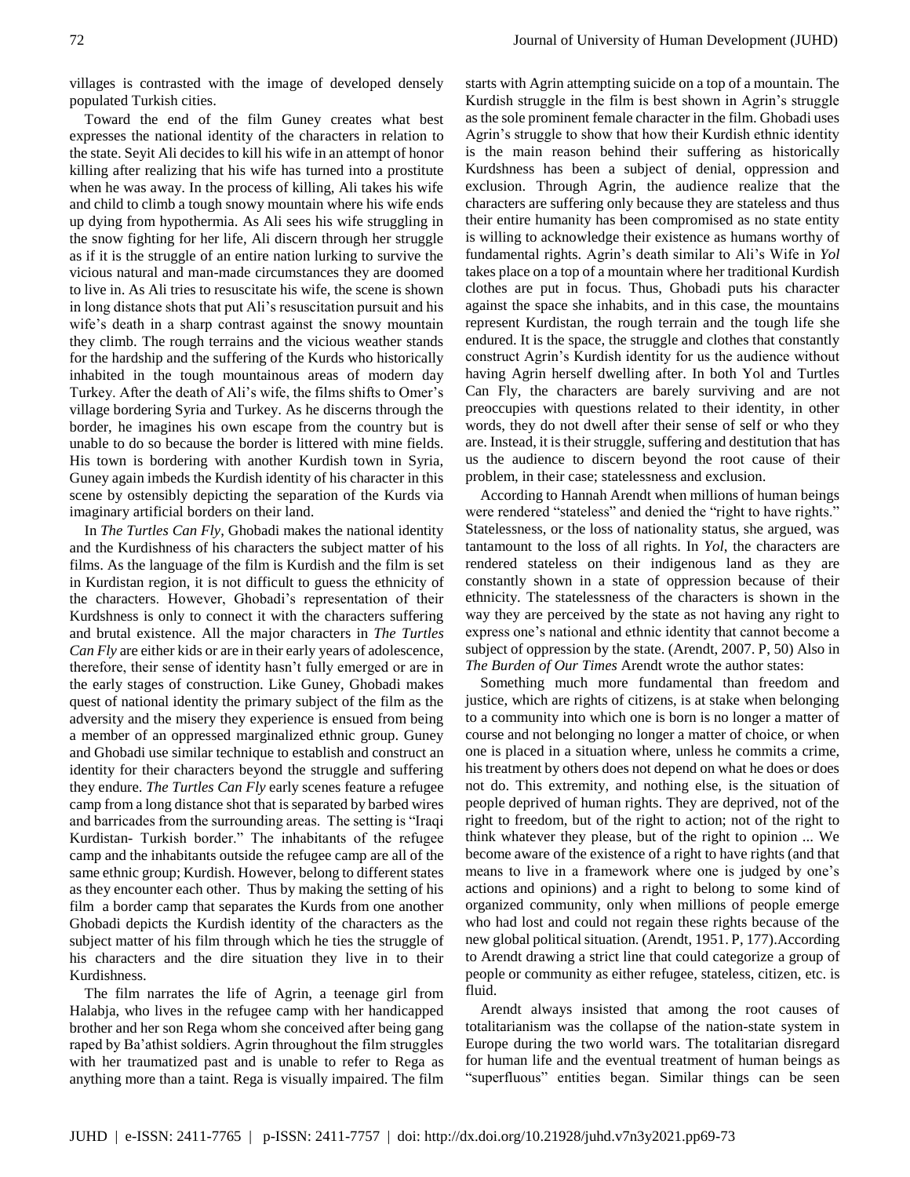villages is contrasted with the image of developed densely populated Turkish cities.

Toward the end of the film Guney creates what best expresses the national identity of the characters in relation to the state. Seyit Ali decides to kill his wife in an attempt of honor killing after realizing that his wife has turned into a prostitute when he was away. In the process of killing, Ali takes his wife and child to climb a tough snowy mountain where his wife ends up dying from hypothermia. As Ali sees his wife struggling in the snow fighting for her life, Ali discern through her struggle as if it is the struggle of an entire nation lurking to survive the vicious natural and man-made circumstances they are doomed to live in. As Ali tries to resuscitate his wife, the scene is shown in long distance shots that put Ali's resuscitation pursuit and his wife's death in a sharp contrast against the snowy mountain they climb. The rough terrains and the vicious weather stands for the hardship and the suffering of the Kurds who historically inhabited in the tough mountainous areas of modern day Turkey. After the death of Ali's wife, the films shifts to Omer's village bordering Syria and Turkey. As he discerns through the border, he imagines his own escape from the country but is unable to do so because the border is littered with mine fields. His town is bordering with another Kurdish town in Syria, Guney again imbeds the Kurdish identity of his character in this scene by ostensibly depicting the separation of the Kurds via imaginary artificial borders on their land.

In *The Turtles Can Fly*, Ghobadi makes the national identity and the Kurdishness of his characters the subject matter of his films. As the language of the film is Kurdish and the film is set in Kurdistan region, it is not difficult to guess the ethnicity of the characters. However, Ghobadi's representation of their Kurdshness is only to connect it with the characters suffering and brutal existence. All the major characters in *The Turtles Can Fly* are either kids or are in their early years of adolescence, therefore, their sense of identity hasn't fully emerged or are in the early stages of construction. Like Guney, Ghobadi makes quest of national identity the primary subject of the film as the adversity and the misery they experience is ensued from being a member of an oppressed marginalized ethnic group. Guney and Ghobadi use similar technique to establish and construct an identity for their characters beyond the struggle and suffering they endure. *The Turtles Can Fly* early scenes feature a refugee camp from a long distance shot that is separated by barbed wires and barricades from the surrounding areas. The setting is "Iraqi Kurdistan- Turkish border." The inhabitants of the refugee camp and the inhabitants outside the refugee camp are all of the same ethnic group; Kurdish. However, belong to different states as they encounter each other. Thus by making the setting of his film a border camp that separates the Kurds from one another Ghobadi depicts the Kurdish identity of the characters as the subject matter of his film through which he ties the struggle of his characters and the dire situation they live in to their Kurdishness.

The film narrates the life of Agrin, a teenage girl from Halabja, who lives in the refugee camp with her handicapped brother and her son Rega whom she conceived after being gang raped by Ba'athist soldiers. Agrin throughout the film struggles with her traumatized past and is unable to refer to Rega as anything more than a taint. Rega is visually impaired. The film starts with Agrin attempting suicide on a top of a mountain. The Kurdish struggle in the film is best shown in Agrin's struggle as the sole prominent female character in the film. Ghobadi uses Agrin's struggle to show that how their Kurdish ethnic identity is the main reason behind their suffering as historically Kurdshness has been a subject of denial, oppression and exclusion. Through Agrin, the audience realize that the characters are suffering only because they are stateless and thus their entire humanity has been compromised as no state entity is willing to acknowledge their existence as humans worthy of fundamental rights. Agrin's death similar to Ali's Wife in *Yol* takes place on a top of a mountain where her traditional Kurdish clothes are put in focus. Thus, Ghobadi puts his character against the space she inhabits, and in this case, the mountains represent Kurdistan, the rough terrain and the tough life she endured. It is the space, the struggle and clothes that constantly construct Agrin's Kurdish identity for us the audience without having Agrin herself dwelling after. In both Yol and Turtles Can Fly, the characters are barely surviving and are not preoccupies with questions related to their identity, in other words, they do not dwell after their sense of self or who they are. Instead, it is their struggle, suffering and destitution that has us the audience to discern beyond the root cause of their problem, in their case; statelessness and exclusion.

According to Hannah Arendt when millions of human beings were rendered "stateless" and denied the "right to have rights." Statelessness, or the loss of nationality status, she argued, was tantamount to the loss of all rights. In *Yol*, the characters are rendered stateless on their indigenous land as they are constantly shown in a state of oppression because of their ethnicity. The statelessness of the characters is shown in the way they are perceived by the state as not having any right to express one's national and ethnic identity that cannot become a subject of oppression by the state. (Arendt, 2007. P, 50) Also in *The Burden of Our Times* Arendt wrote the author states:

Something much more fundamental than freedom and justice, which are rights of citizens, is at stake when belonging to a community into which one is born is no longer a matter of course and not belonging no longer a matter of choice, or when one is placed in a situation where, unless he commits a crime, his treatment by others does not depend on what he does or does not do. This extremity, and nothing else, is the situation of people deprived of human rights. They are deprived, not of the right to freedom, but of the right to action; not of the right to think whatever they please, but of the right to opinion ... We become aware of the existence of a right to have rights (and that means to live in a framework where one is judged by one's actions and opinions) and a right to belong to some kind of organized community, only when millions of people emerge who had lost and could not regain these rights because of the new global political situation. (Arendt, 1951. P, 177).According to Arendt drawing a strict line that could categorize a group of people or community as either refugee, stateless, citizen, etc. is fluid.

Arendt always insisted that among the root causes of totalitarianism was the collapse of the nation-state system in Europe during the two world wars. The totalitarian disregard for human life and the eventual treatment of human beings as "superfluous" entities began. Similar things can be seen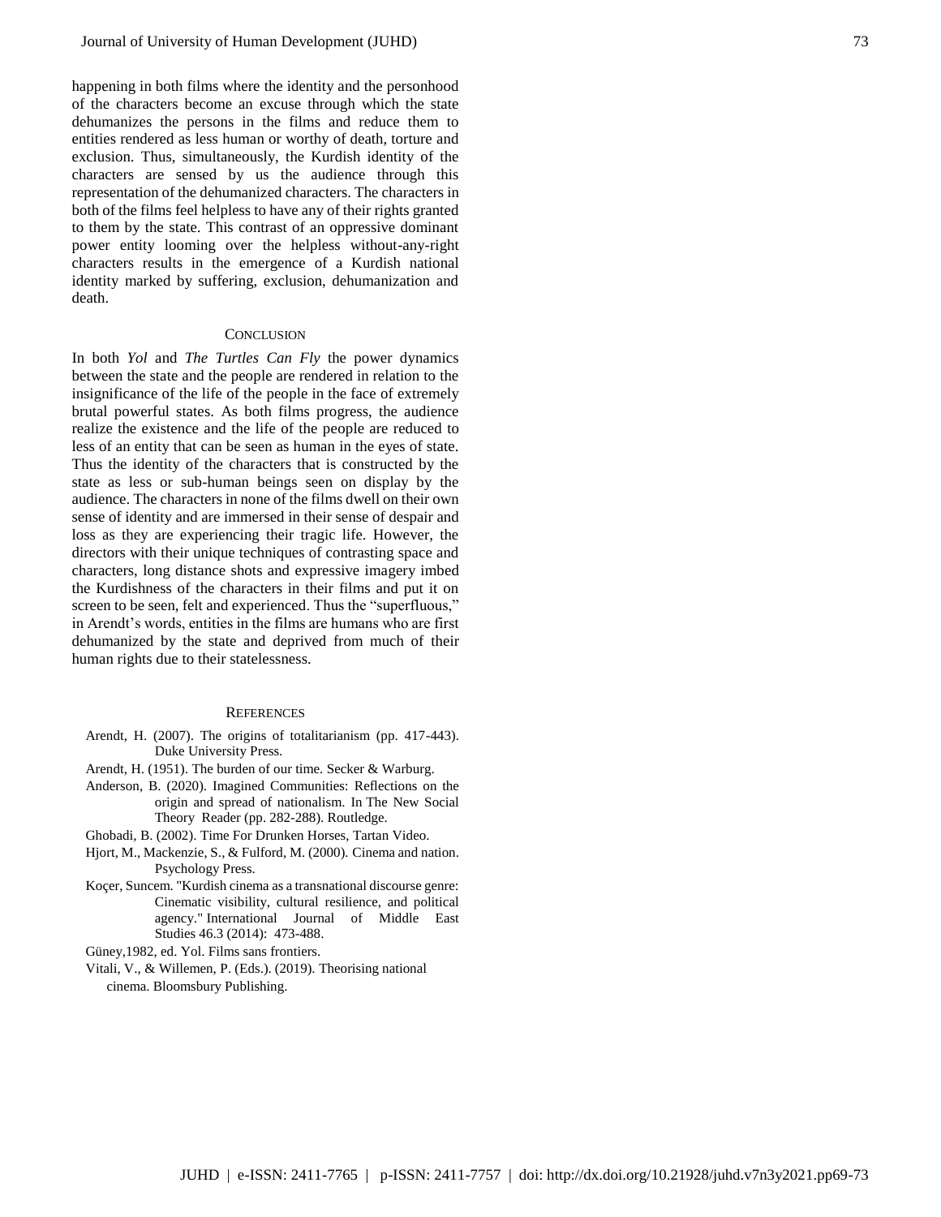happening in both films where the identity and the personhood of the characters become an excuse through which the state dehumanizes the persons in the films and reduce them to entities rendered as less human or worthy of death, torture and exclusion. Thus, simultaneously, the Kurdish identity of the characters are sensed by us the audience through this representation of the dehumanized characters. The characters in both of the films feel helpless to have any of their rights granted to them by the state. This contrast of an oppressive dominant power entity looming over the helpless without-any-right characters results in the emergence of a Kurdish national identity marked by suffering, exclusion, dehumanization and death.

## Conclusion

In both *Yol* and *The Turtles Can Fly* the power dynamics between the state and the people are rendered in relation to the insignificance of the life of the people in the face of extremely brutal powerful states. As both films progress, the audience realize the existence and the life of the people are reduced to less of an entity that can be seen as human in the eyes of state. Thus the identity of the characters that is constructed by the state as less or sub-human beings seen on display by the audience. The characters in none of the films dwell on their own sense of identity and are immersed in their sense of despair and loss as they are experiencing their tragic life. However, the directors with their unique techniques of contrasting space and characters, long distance shots and expressive imagery imbed the Kurdishness of the characters in their films and put it on screen to be seen, felt and experienced. Thus the "superfluous," in Arendt's words, entities in the films are humans who are first dehumanized by the state and deprived from much of their human rights due to their statelessness.

## References

Arendt, H. (2007). The origins of totalitarianism (pp. 417-443). Duke University Press.

Arendt, H. (1951). The burden of our time. Secker & Warburg.

Anderson, B. (2020). Imagined Communities: Reflections on the origin and spread of nationalism. In The New Social Theory Reader (pp. 282-288). Routledge.

Ghobadi, B. (2002). Time For Drunken Horses, Tartan Video.

Hjort, M., Mackenzie, S., & Fulford, M. (2000). Cinema and nation. Psychology Press.

Koçer, Suncem. "Kurdish cinema as a transnational discourse genre: Cinematic visibility, cultural resilience, and political agency." International Journal of Middle East Studies 46.3 (2014): 473-488.

Güney,1982, ed. Yol. Films sans frontiers.

Vitali, V., & Willemen, P. (Eds.). (2019). Theorising national cinema. Bloomsbury Publishing.